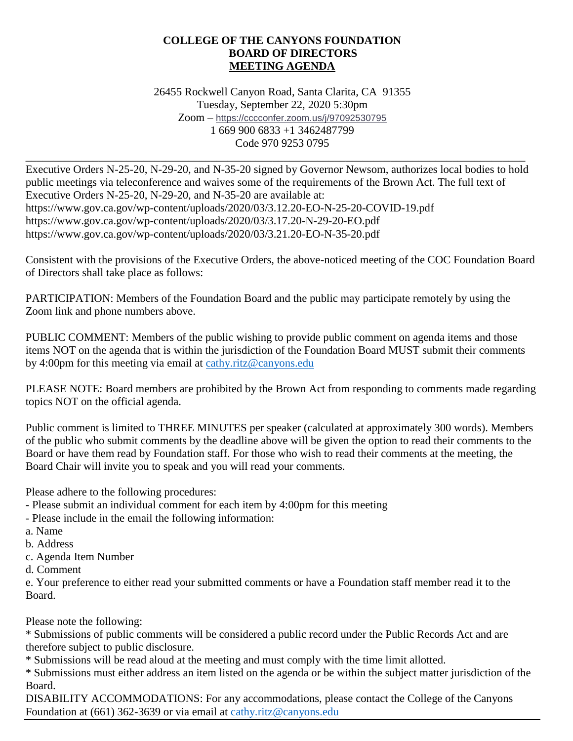**COLLEGE OF THE CANYONS FOUNDATION**
**BOARD OF DIRECTORS**
**MEETING AGENDA**

26455 Rockwell Canyon Road, Santa Clarita, CA 91355
Tuesday, September 22, 2020 5:30pm
Zoom – https://cccconfer.zoom.us/j/97092530795
1 669 900 6833 +1 3462487799
Code 970 9253 0795

---

Executive Orders N-25-20, N-29-20, and N-35-20 signed by Governor Newsom, authorizes local bodies to hold public meetings via teleconference and waives some of the requirements of the Brown Act. The full text of Executive Orders N-25-20, N-29-20, and N-35-20 are available at:
https://www.gov.ca.gov/wp-content/uploads/2020/03/3.12.20-EO-N-25-20-COVID-19.pdf
https://www.gov.ca.gov/wp-content/uploads/2020/03/3.17.20-N-29-20-EO.pdf
https://www.gov.ca.gov/wp-content/uploads/2020/03/3.21.20-EO-N-35-20.pdf

Consistent with the provisions of the Executive Orders, the above-noticed meeting of the COC Foundation Board of Directors shall take place as follows:

PARTICIPATION: Members of the Foundation Board and the public may participate remotely by using the Zoom link and phone numbers above.

PUBLIC COMMENT: Members of the public wishing to provide public comment on agenda items and those items NOT on the agenda that is within the jurisdiction of the Foundation Board MUST submit their comments by 4:00pm for this meeting via email at cathy.ritz@canyons.edu

PLEASE NOTE: Board members are prohibited by the Brown Act from responding to comments made regarding topics NOT on the official agenda.

Public comment is limited to THREE MINUTES per speaker (calculated at approximately 300 words). Members of the public who submit comments by the deadline above will be given the option to read their comments to the Board or have them read by Foundation staff. For those who wish to read their comments at the meeting, the Board Chair will invite you to speak and you will read your comments.

Please adhere to the following procedures:
- Please submit an individual comment for each item by 4:00pm for this meeting
- Please include in the email the following information:
a. Name
b. Address
c. Agenda Item Number
d. Comment
e. Your preference to either read your submitted comments or have a Foundation staff member read it to the Board.

Please note the following:
* Submissions of public comments will be considered a public record under the Public Records Act and are therefore subject to public disclosure.
* Submissions will be read aloud at the meeting and must comply with the time limit allotted.
* Submissions must either address an item listed on the agenda or be within the subject matter jurisdiction of the Board.

DISABILITY ACCOMMODATIONS: For any accommodations, please contact the College of the Canyons Foundation at (661) 362-3639 or via email at cathy.ritz@canyons.edu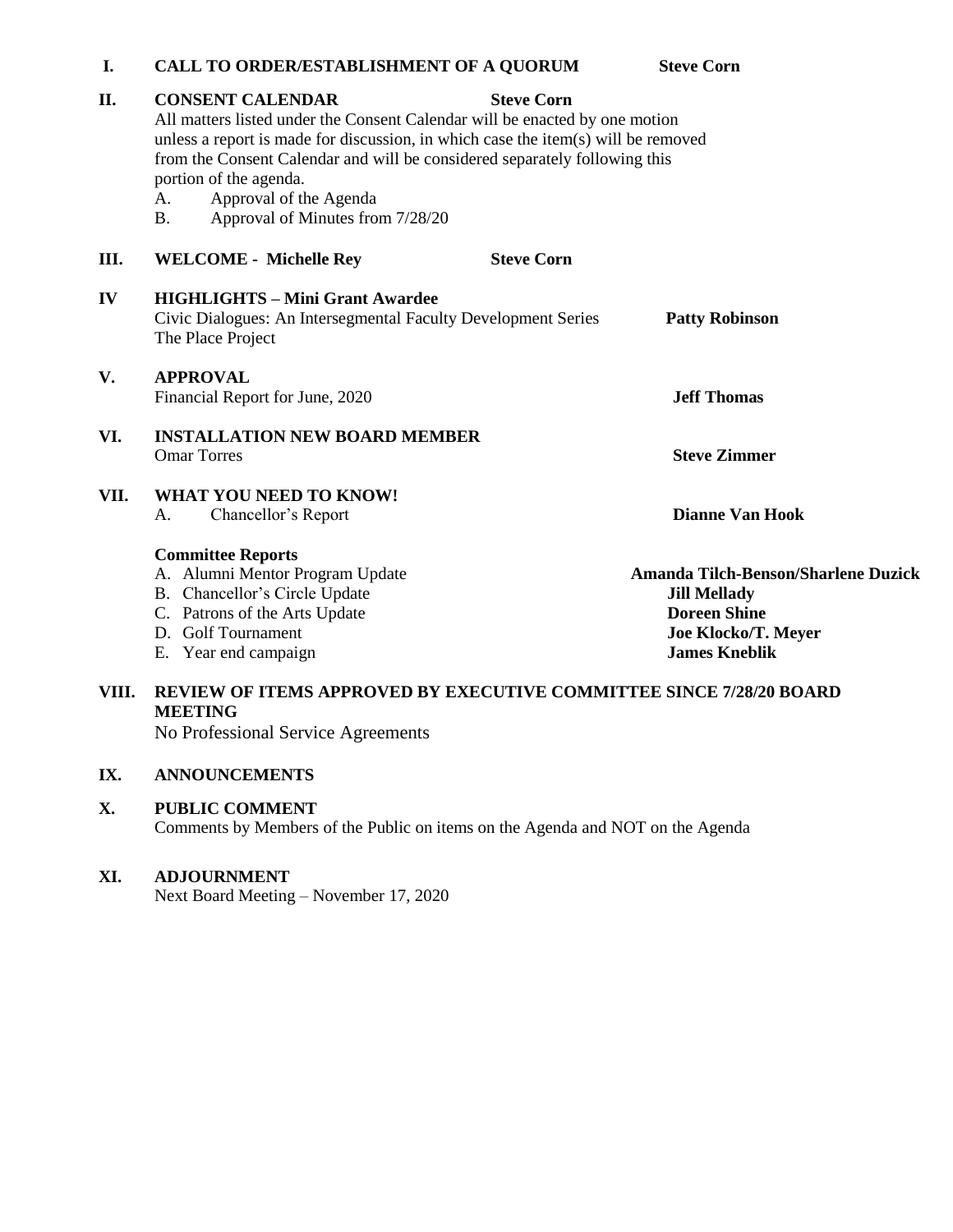**I. CALL TO ORDER/ESTABLISHMENT OF A QUORUM** — **Steve Corn**

**II. CONSENT CALENDAR** — **Steve Corn**

All matters listed under the Consent Calendar will be enacted by one motion unless a report is made for discussion, in which case the item(s) will be removed from the Consent Calendar and will be considered separately following this portion of the agenda.

A. Approval of the Agenda
B. Approval of Minutes from 7/28/20

**III. WELCOME - Michelle Rey** — **Steve Corn**

**IV HIGHLIGHTS – Mini Grant Awardee**

Civic Dialogues: An Intersegmental Faculty Development Series — **Patty Robinson**
The Place Project

**V. APPROVAL**

Financial Report for June, 2020 — **Jeff Thomas**

**VI. INSTALLATION NEW BOARD MEMBER**

Omar Torres — **Steve Zimmer**

**VII. WHAT YOU NEED TO KNOW!**

A. Chancellor's Report — **Dianne Van Hook**

**Committee Reports**

A. Alumni Mentor Program Update — **Amanda Tilch-Benson/Sharlene Duzick**
B. Chancellor's Circle Update — **Jill Mellady**
C. Patrons of the Arts Update — **Doreen Shine**
D. Golf Tournament — **Joe Klocko/T. Meyer**
E. Year end campaign — **James Kneblik**

**VIII. REVIEW OF ITEMS APPROVED BY EXECUTIVE COMMITTEE SINCE 7/28/20 BOARD MEETING**

No Professional Service Agreements

**IX. ANNOUNCEMENTS**

**X. PUBLIC COMMENT**

Comments by Members of the Public on items on the Agenda and NOT on the Agenda

**XI. ADJOURNMENT**

Next Board Meeting – November 17, 2020